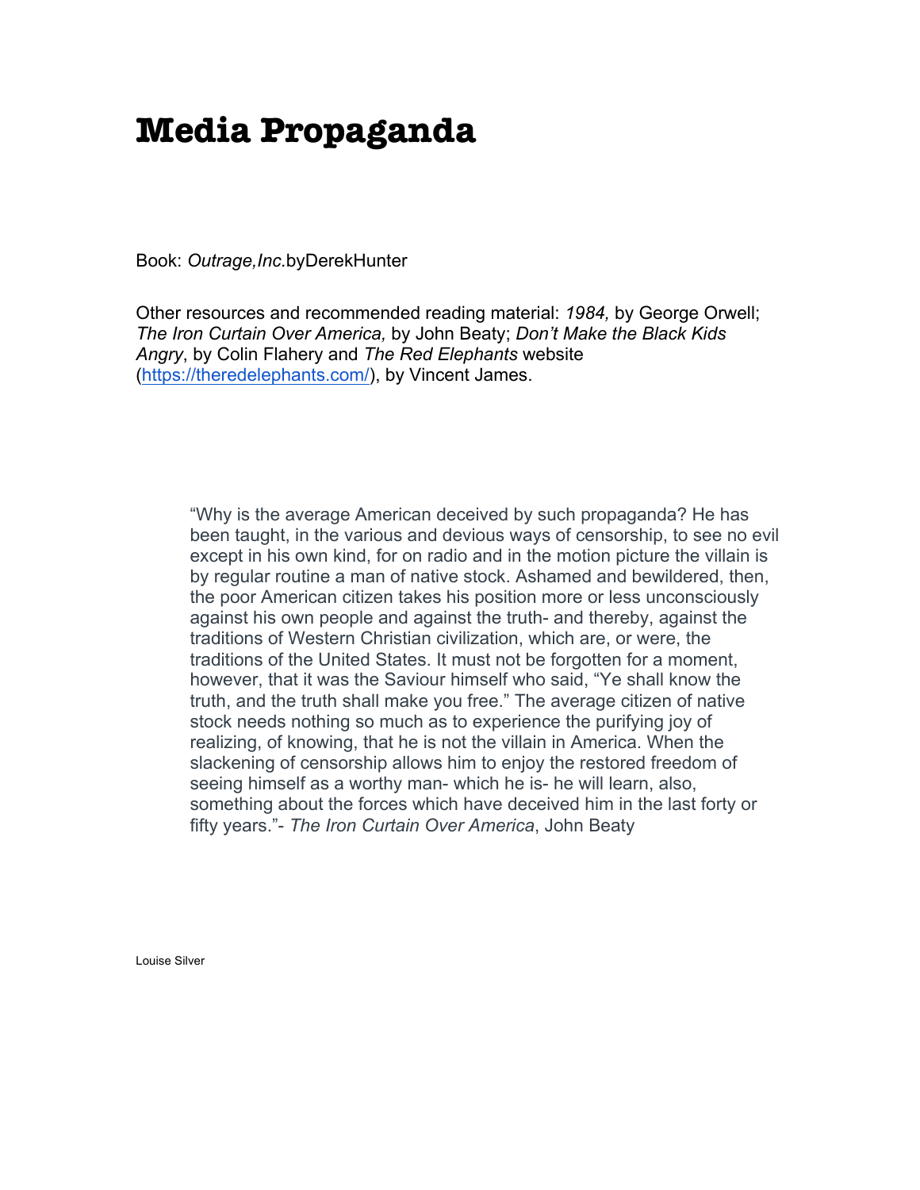# Media Propaganda

Book: *Outrage,Inc.*byDerekHunter

Other resources and recommended reading material: *1984,* by George Orwell; *The Iron Curtain Over America,* by John Beaty; *Don't Make the Black Kids Angry*, by Colin Flahery and *The Red Elephants* website (https://theredelephants.com/), by Vincent James.

> "Why is the average American deceived by such propaganda? He has been taught, in the various and devious ways of censorship, to see no evil except in his own kind, for on radio and in the motion picture the villain is by regular routine a man of native stock. Ashamed and bewildered, then, the poor American citizen takes his position more or less unconsciously against his own people and against the truth- and thereby, against the traditions of Western Christian civilization, which are, or were, the traditions of the United States. It must not be forgotten for a moment, however, that it was the Saviour himself who said, "Ye shall know the truth, and the truth shall make you free." The average citizen of native stock needs nothing so much as to experience the purifying joy of realizing, of knowing, that he is not the villain in America. When the slackening of censorship allows him to enjoy the restored freedom of seeing himself as a worthy man- which he is- he will learn, also, something about the forces which have deceived him in the last forty or fifty years."- *The Iron Curtain Over America*, John Beaty

Louise Silver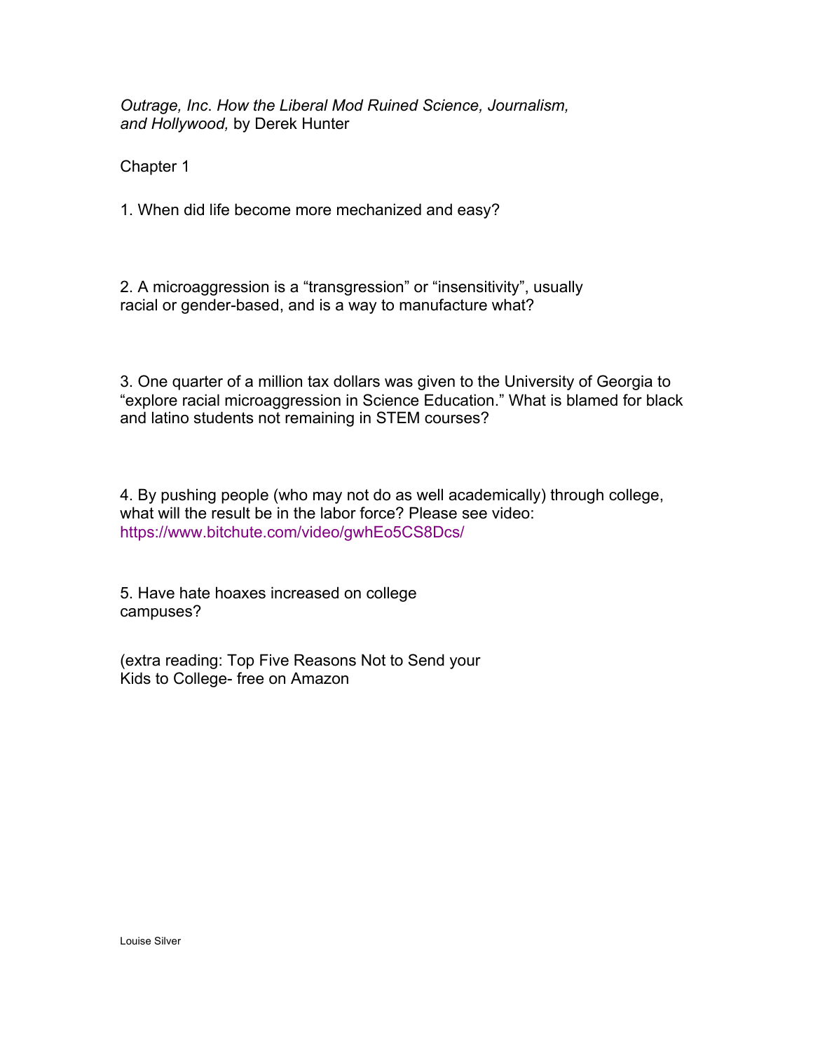*Outrage, Inc. How the Liberal Mod Ruined Science, Journalism, and Hollywood,* by Derek Hunter

Chapter 1

1. When did life become more mechanized and easy?

2. A microaggression is a "transgression" or "insensitivity", usually racial or gender-based, and is a way to manufacture what?

3. One quarter of a million tax dollars was given to the University of Georgia to "explore racial microaggression in Science Education." What is blamed for black and latino students not remaining in STEM courses?

4. By pushing people (who may not do as well academically) through college, what will the result be in the labor force? Please see video: https://www.bitchute.com/video/gwhEo5CS8Dcs/

5. Have hate hoaxes increased on college campuses?

(extra reading: Top Five Reasons Not to Send your Kids to College- free on Amazon

Louise Silver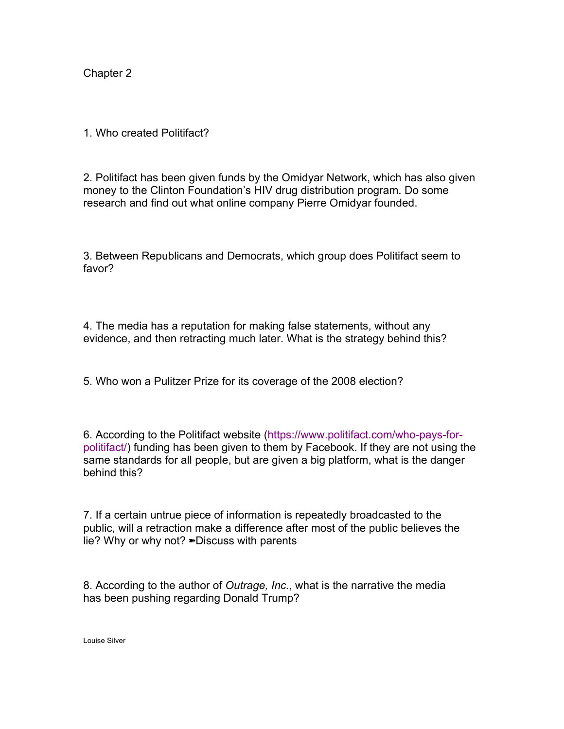# Chapter 2

1. Who created Politifact?

2. Politifact has been given funds by the Omidyar Network, which has also given money to the Clinton Foundation's HIV drug distribution program. Do some research and find out what online company Pierre Omidyar founded.

3. Between Republicans and Democrats, which group does Politifact seem to favor?

4. The media has a reputation for making false statements, without any evidence, and then retracting much later. What is the strategy behind this?

5. Who won a Pulitzer Prize for its coverage of the 2008 election?

6. According to the Politifact website (https://www.politifact.com/who-pays-for-politifact/) funding has been given to them by Facebook. If they are not using the same standards for all people, but are given a big platform, what is the danger behind this?

7. If a certain untrue piece of information is repeatedly broadcasted to the public, will a retraction make a difference after most of the public believes the lie? Why or why not? ➽Discuss with parents

8. According to the author of *Outrage, Inc.*, what is the narrative the media has been pushing regarding Donald Trump?

Louise Silver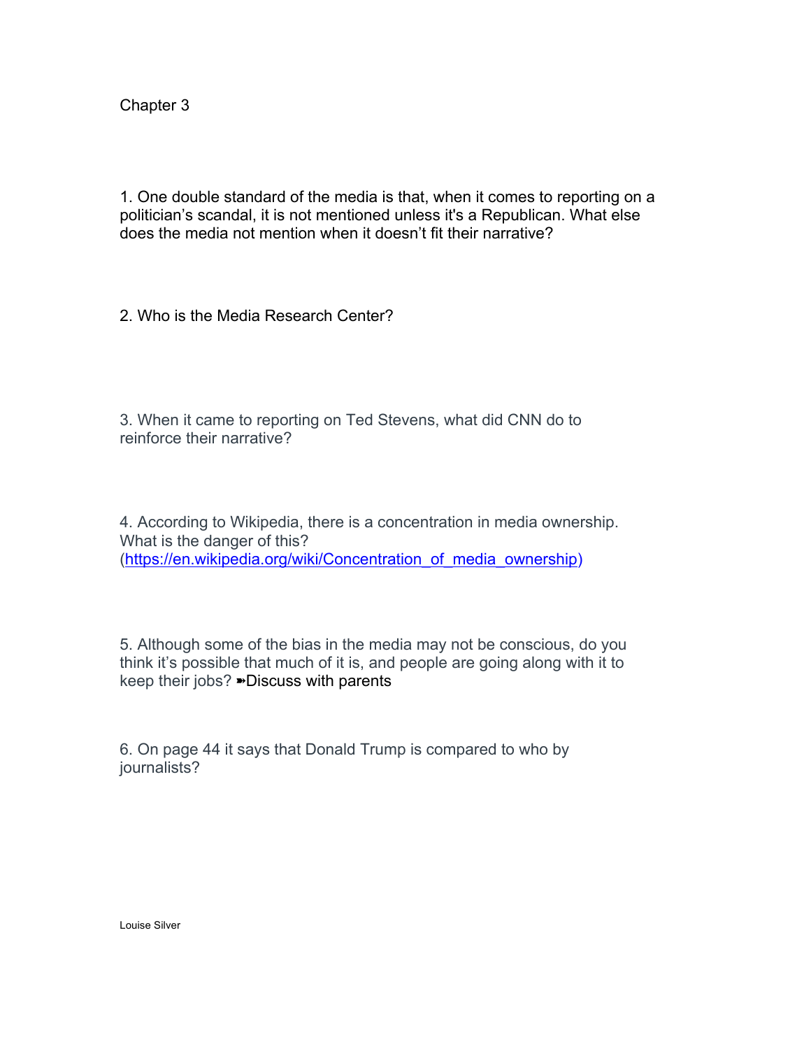Chapter 3

1. One double standard of the media is that, when it comes to reporting on a politician's scandal, it is not mentioned unless it's a Republican. What else does the media not mention when it doesn't fit their narrative?

2. Who is the Media Research Center?

3. When it came to reporting on Ted Stevens, what did CNN do to reinforce their narrative?

4. According to Wikipedia, there is a concentration in media ownership. What is the danger of this? ([https://en.wikipedia.org/wiki/Concentration_of_media_ownership](https://en.wikipedia.org/wiki/Concentration_of_media_ownership))

5. Although some of the bias in the media may not be conscious, do you think it's possible that much of it is, and people are going along with it to keep their jobs? ➼Discuss with parents

6. On page 44 it says that Donald Trump is compared to who by journalists?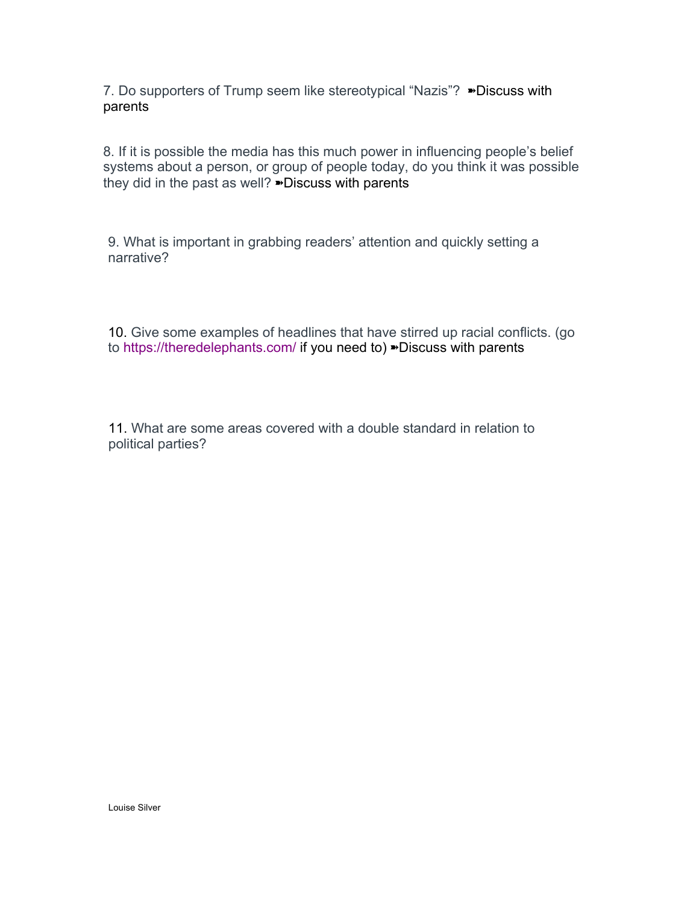7. Do supporters of Trump seem like stereotypical "Nazis"? ➽Discuss with parents

8. If it is possible the media has this much power in influencing people's belief systems about a person, or group of people today, do you think it was possible they did in the past as well? ➽Discuss with parents

9. What is important in grabbing readers' attention and quickly setting a narrative?

10. Give some examples of headlines that have stirred up racial conflicts. (go to https://theredelephants.com/ if you need to) ➽Discuss with parents

11. What are some areas covered with a double standard in relation to political parties?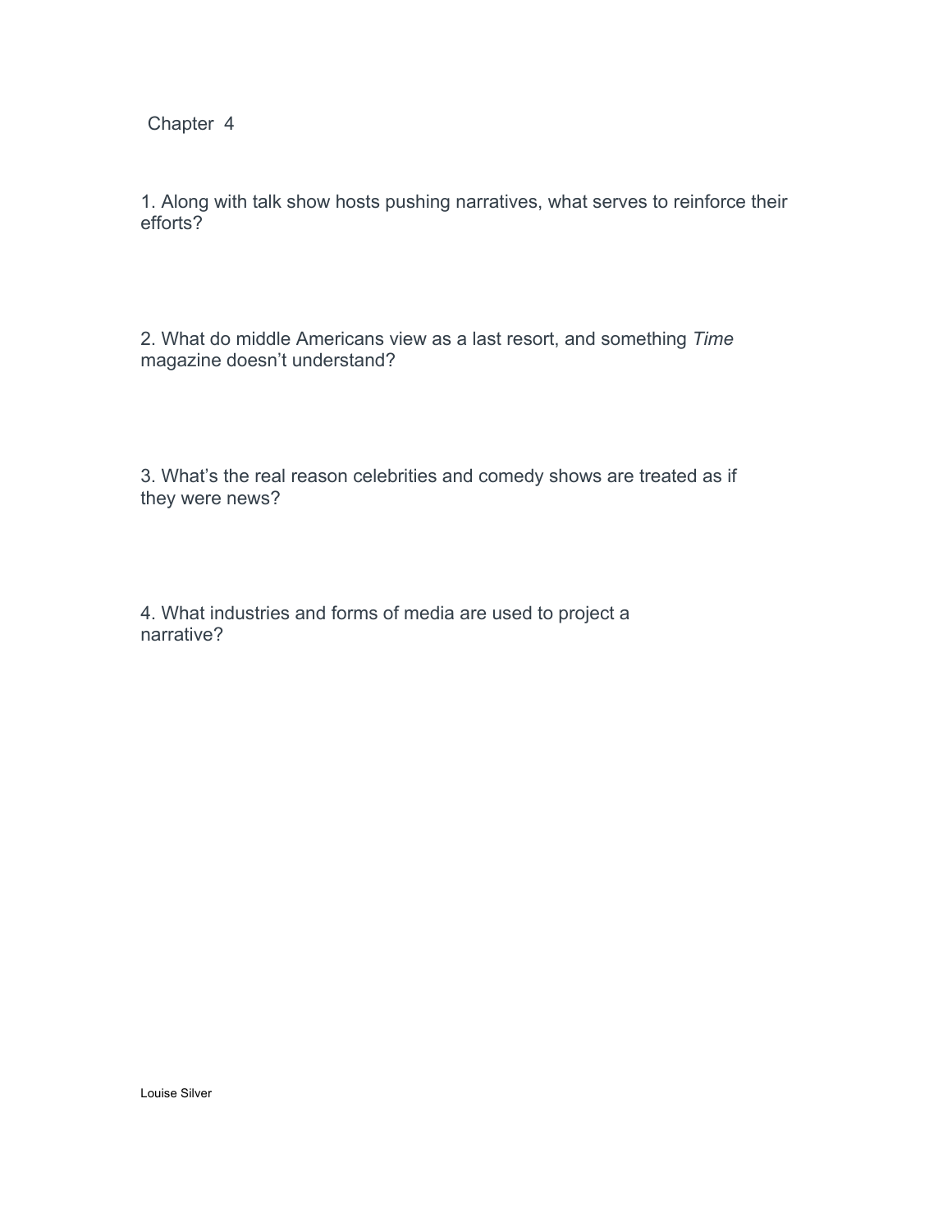# Chapter 4

1. Along with talk show hosts pushing narratives, what serves to reinforce their efforts?

2. What do middle Americans view as a last resort, and something *Time* magazine doesn't understand?

3. What's the real reason celebrities and comedy shows are treated as if they were news?

4. What industries and forms of media are used to project a narrative?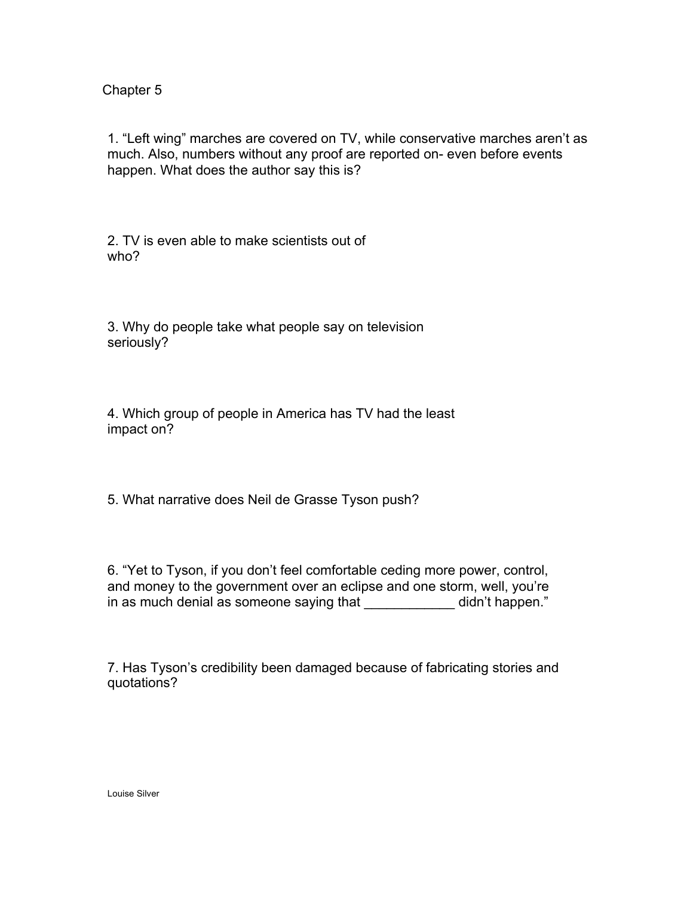Chapter 5

1. “Left wing” marches are covered on TV, while conservative marches aren’t as much. Also, numbers without any proof are reported on- even before events happen. What does the author say this is?

2. TV is even able to make scientists out of who?

3. Why do people take what people say on television seriously?

4. Which group of people in America has TV had the least impact on?

5. What narrative does Neil de Grasse Tyson push?

6. “Yet to Tyson, if you don’t feel comfortable ceding more power, control, and money to the government over an eclipse and one storm, well, you’re in as much denial as someone saying that ____________ didn’t happen.”

7. Has Tyson’s credibility been damaged because of fabricating stories and quotations?

Louise Silver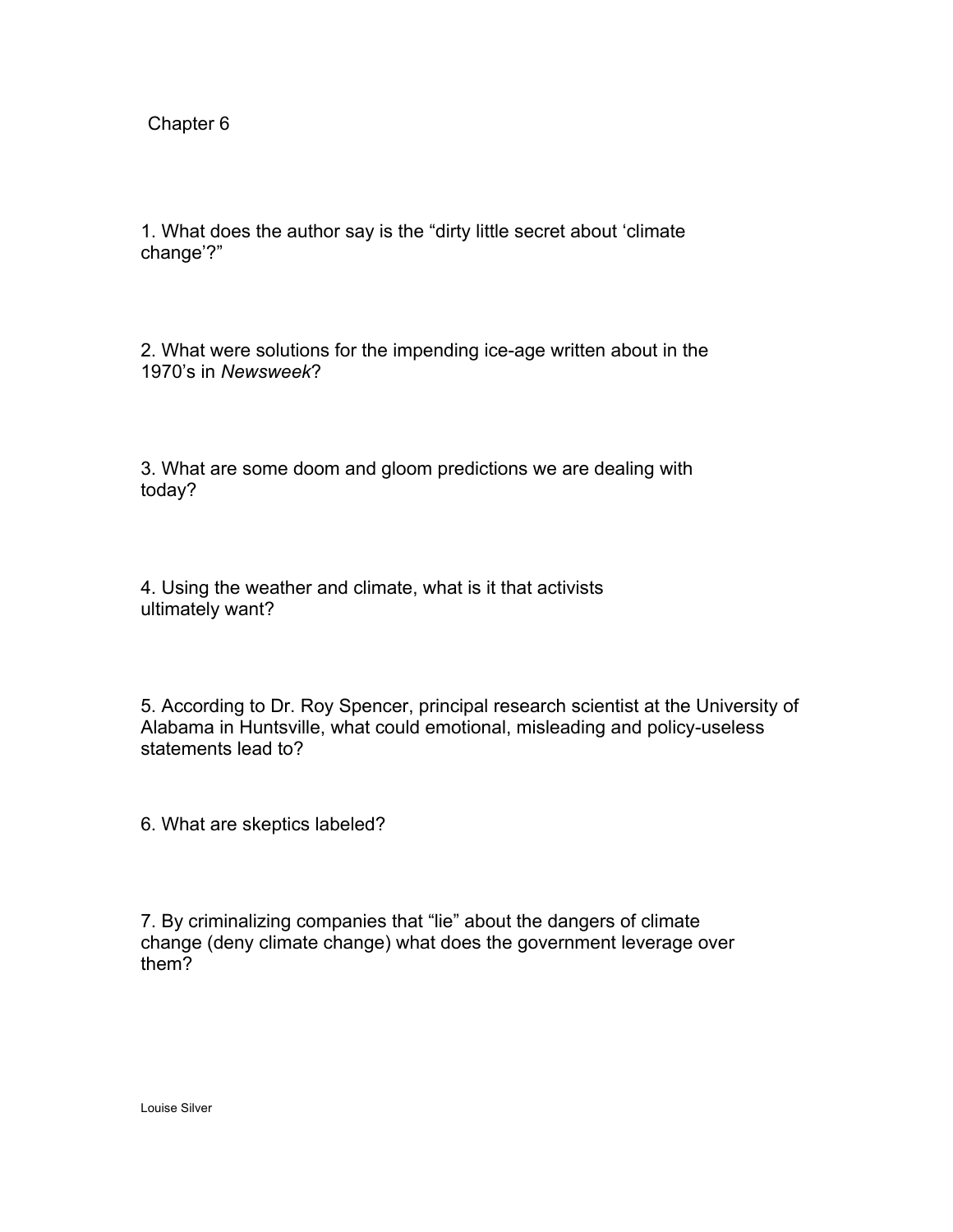## Chapter 6

1. What does the author say is the "dirty little secret about 'climate change'?"

2. What were solutions for the impending ice-age written about in the 1970's in *Newsweek*?

3. What are some doom and gloom predictions we are dealing with today?

4. Using the weather and climate, what is it that activists ultimately want?

5. According to Dr. Roy Spencer, principal research scientist at the University of Alabama in Huntsville, what could emotional, misleading and policy-useless statements lead to?

6. What are skeptics labeled?

7. By criminalizing companies that "lie" about the dangers of climate change (deny climate change) what does the government leverage over them?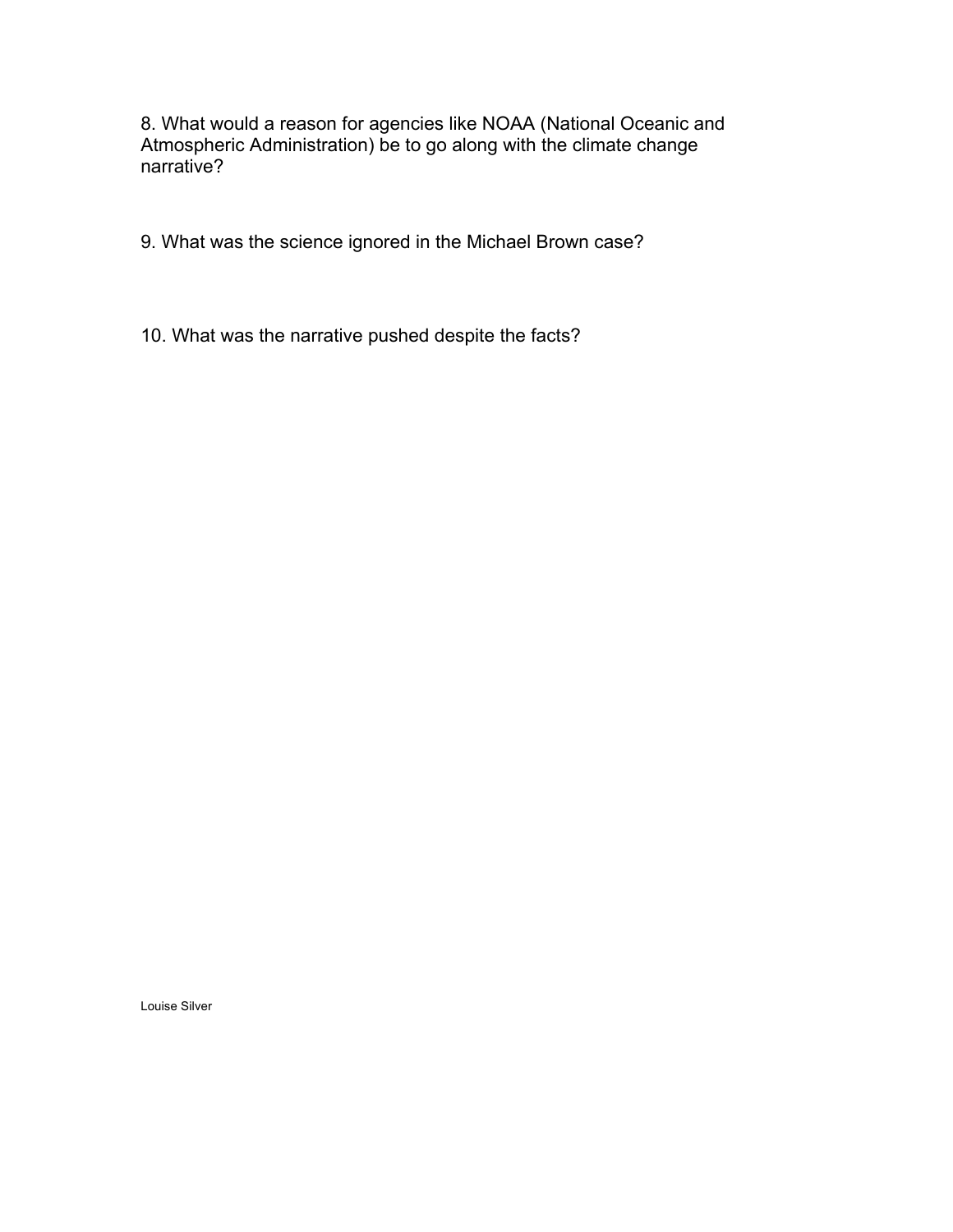8. What would a reason for agencies like NOAA (National Oceanic and Atmospheric Administration) be to go along with the climate change narrative?

9. What was the science ignored in the Michael Brown case?

10. What was the narrative pushed despite the facts?

Louise Silver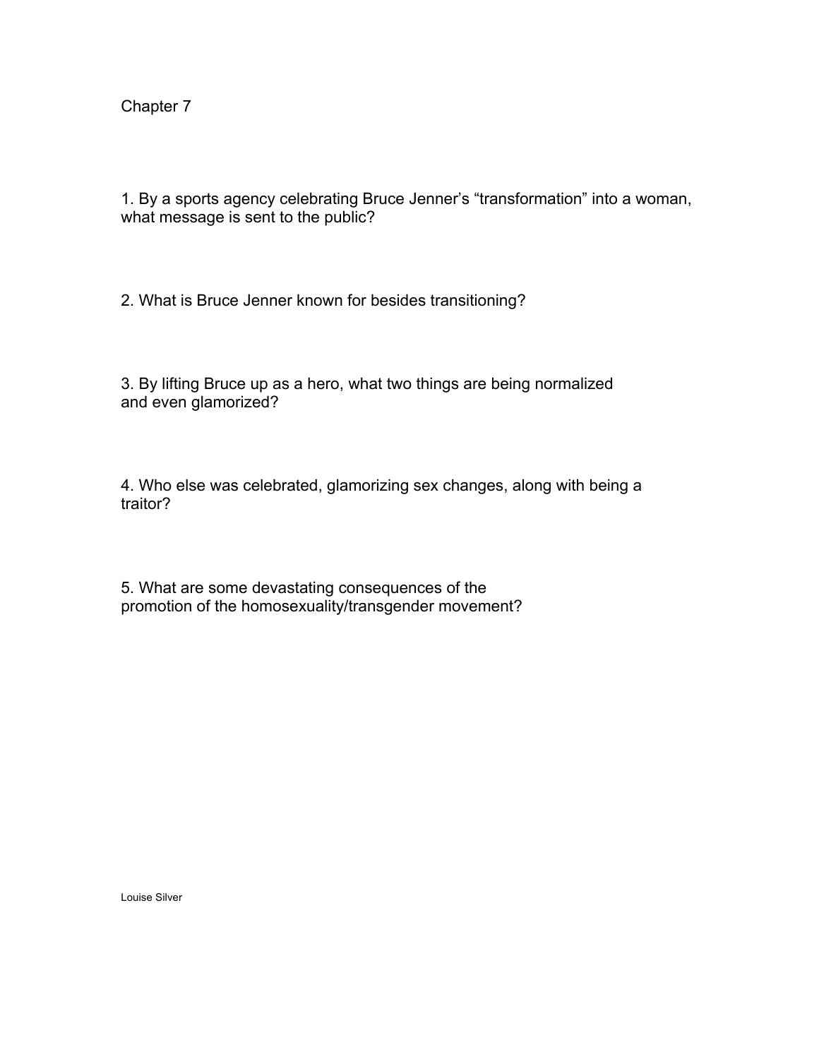Chapter 7

1. By a sports agency celebrating Bruce Jenner's "transformation" into a woman, what message is sent to the public?

2. What is Bruce Jenner known for besides transitioning?

3. By lifting Bruce up as a hero, what two things are being normalized and even glamorized?

4. Who else was celebrated, glamorizing sex changes, along with being a traitor?

5. What are some devastating consequences of the promotion of the homosexuality/transgender movement?

Louise Silver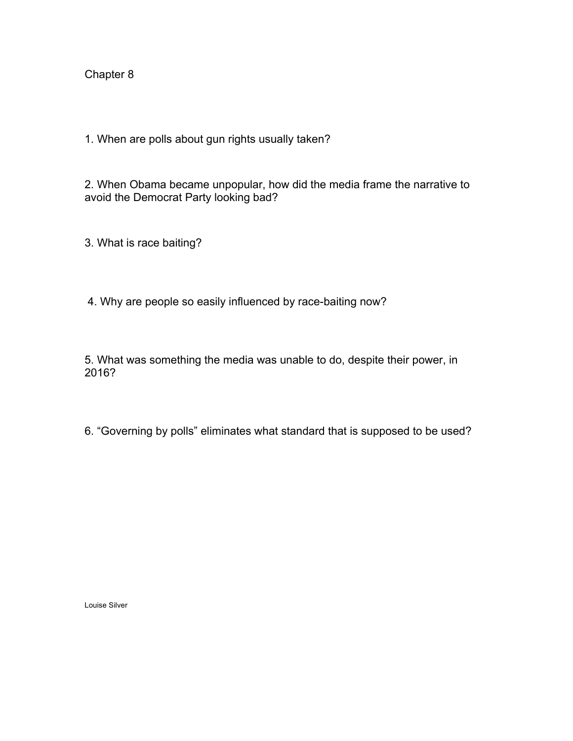# Chapter 8

1. When are polls about gun rights usually taken?

2. When Obama became unpopular, how did the media frame the narrative to avoid the Democrat Party looking bad?

3. What is race baiting?

4. Why are people so easily influenced by race-baiting now?

5. What was something the media was unable to do, despite their power, in 2016?

6. “Governing by polls” eliminates what standard that is supposed to be used?

Louise Silver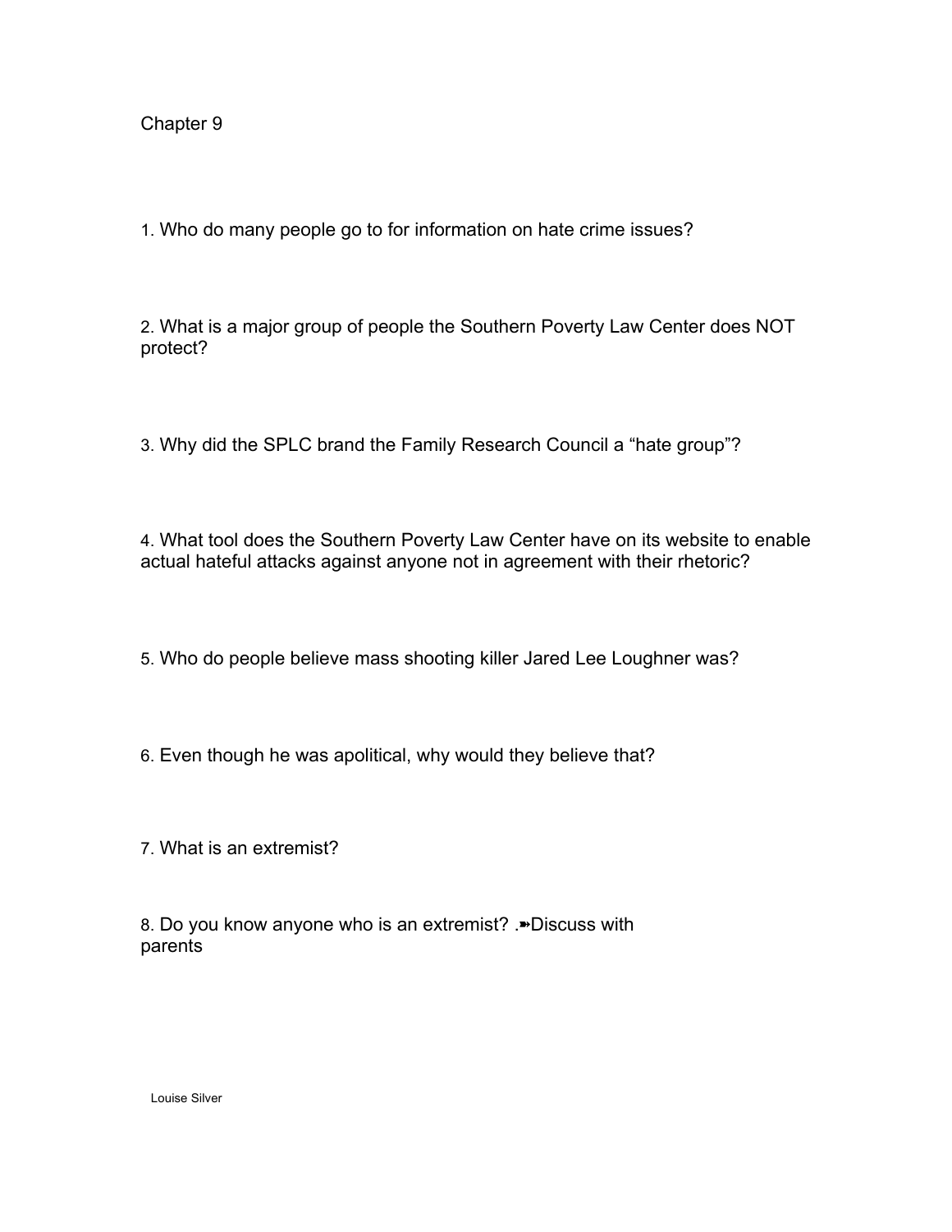# Chapter 9

1. Who do many people go to for information on hate crime issues?

2. What is a major group of people the Southern Poverty Law Center does NOT protect?

3. Why did the SPLC brand the Family Research Council a “hate group”?

4. What tool does the Southern Poverty Law Center have on its website to enable actual hateful attacks against anyone not in agreement with their rhetoric?

5. Who do people believe mass shooting killer Jared Lee Loughner was?

6. Even though he was apolitical, why would they believe that?

7. What is an extremist?

8. Do you know anyone who is an extremist? .➽Discuss with parents

Louise Silver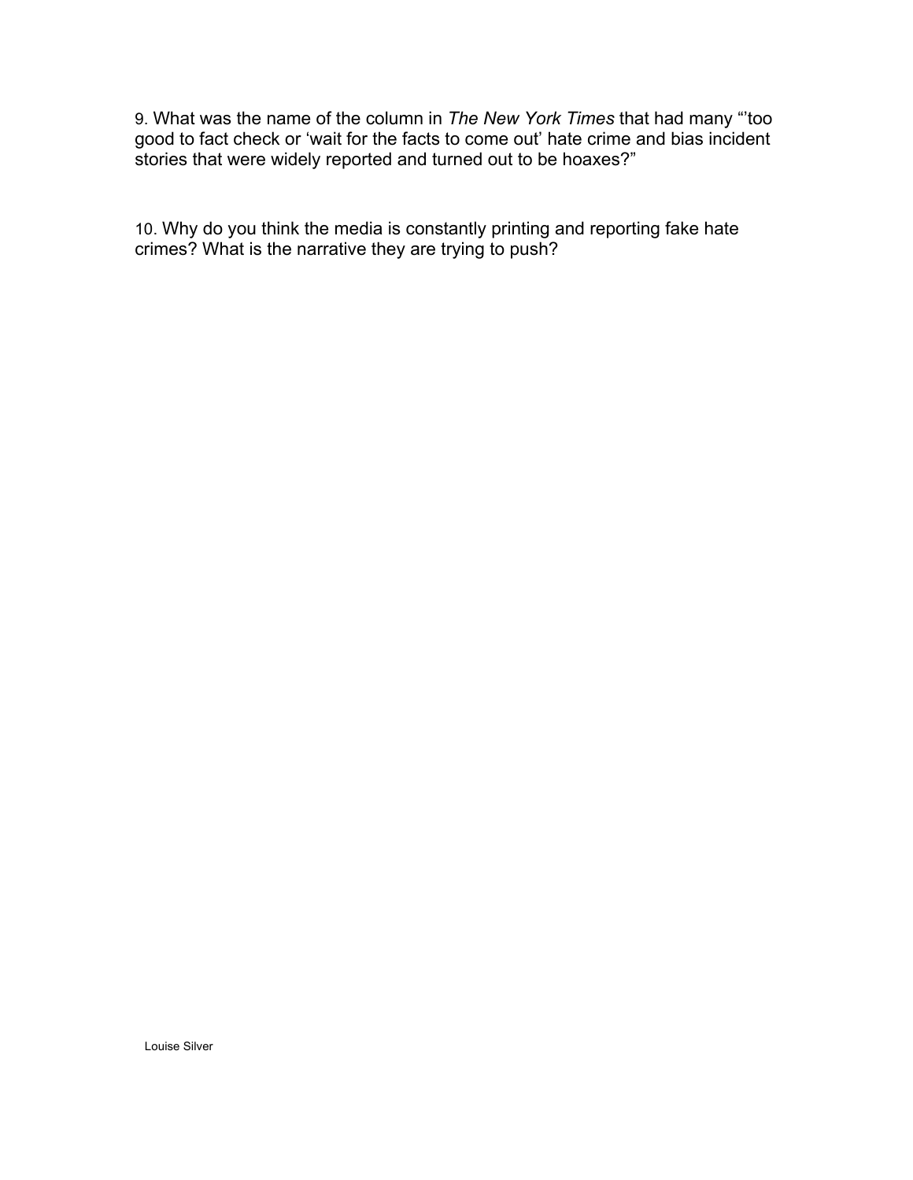9. What was the name of the column in *The New York Times* that had many "'too good to fact check or 'wait for the facts to come out' hate crime and bias incident stories that were widely reported and turned out to be hoaxes?"

10. Why do you think the media is constantly printing and reporting fake hate crimes? What is the narrative they are trying to push?

Louise Silver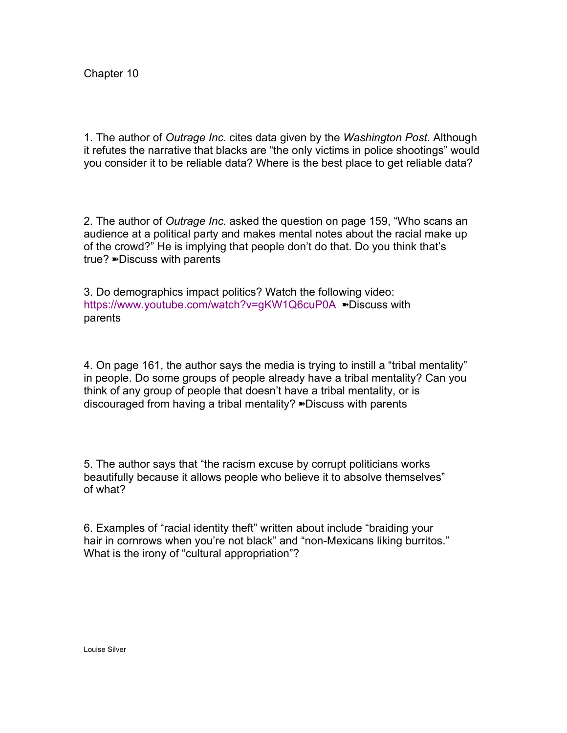Chapter 10

1. The author of *Outrage Inc*. cites data given by the *Washington Post*. Although it refutes the narrative that blacks are “the only victims in police shootings” would you consider it to be reliable data? Where is the best place to get reliable data?

2. The author of *Outrage Inc.* asked the question on page 159, “Who scans an audience at a political party and makes mental notes about the racial make up of the crowd?” He is implying that people don’t do that. Do you think that’s true? ➽Discuss with parents

3. Do demographics impact politics? Watch the following video: https://www.youtube.com/watch?v=gKW1Q6cuP0A ➽Discuss with parents

4. On page 161, the author says the media is trying to instill a “tribal mentality” in people. Do some groups of people already have a tribal mentality? Can you think of any group of people that doesn’t have a tribal mentality, or is discouraged from having a tribal mentality? ➽Discuss with parents

5. The author says that “the racism excuse by corrupt politicians works beautifully because it allows people who believe it to absolve themselves” of what?

6. Examples of “racial identity theft” written about include “braiding your hair in cornrows when you’re not black” and “non-Mexicans liking burritos.” What is the irony of “cultural appropriation”?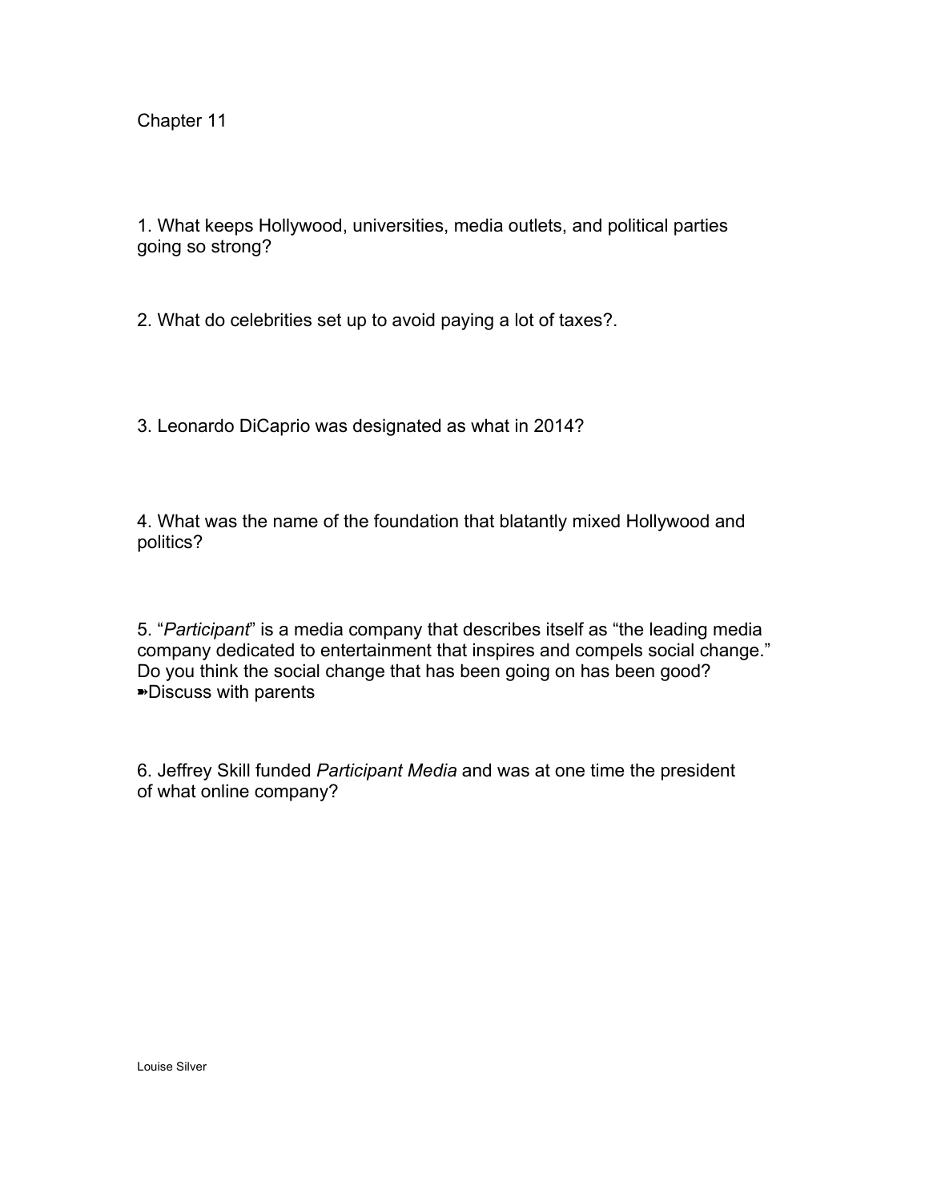# Chapter 11

1. What keeps Hollywood, universities, media outlets, and political parties going so strong?

2. What do celebrities set up to avoid paying a lot of taxes?.

3. Leonardo DiCaprio was designated as what in 2014?

4. What was the name of the foundation that blatantly mixed Hollywood and politics?

5. "*Participant*" is a media company that describes itself as "the leading media company dedicated to entertainment that inspires and compels social change." Do you think the social change that has been going on has been good? ➽Discuss with parents

6. Jeffrey Skill funded *Participant Media* and was at one time the president of what online company?

Louise Silver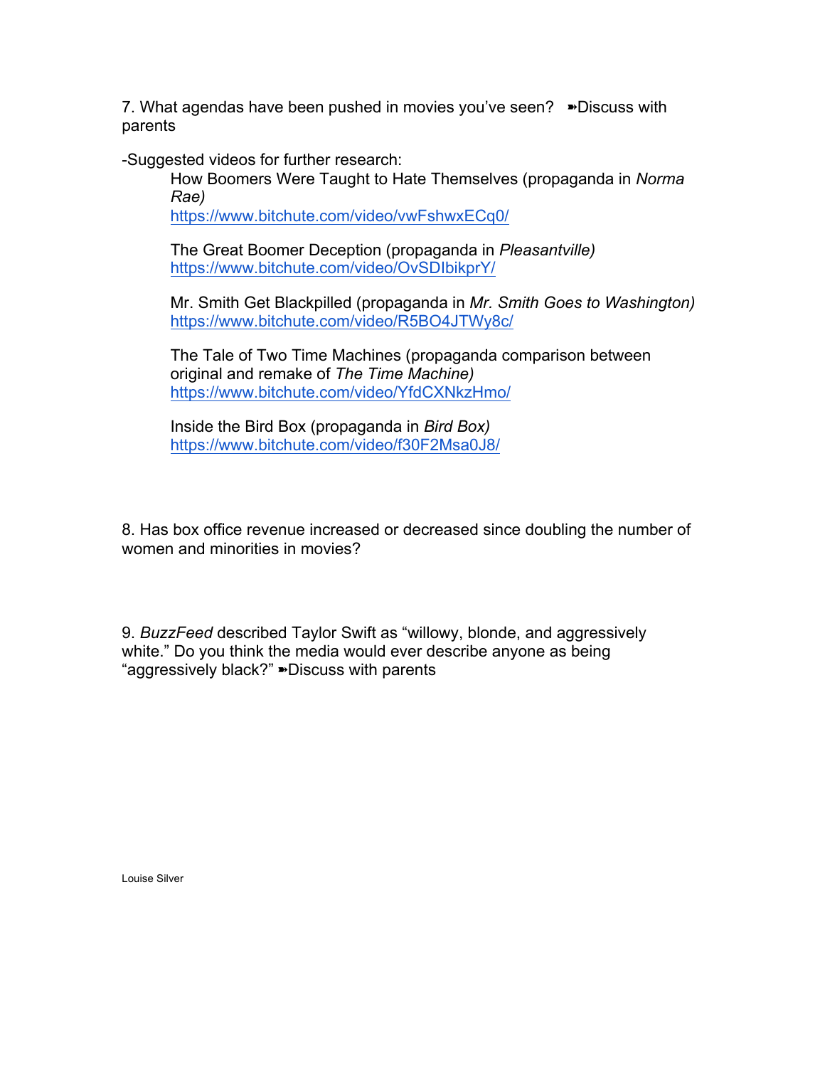7. What agendas have been pushed in movies you've seen? ➽Discuss with parents

-Suggested videos for further research:

How Boomers Were Taught to Hate Themselves (propaganda in *Norma Rae)*
https://www.bitchute.com/video/vwFshwxECq0/

The Great Boomer Deception (propaganda in *Pleasantville)*
https://www.bitchute.com/video/OvSDIbikprY/

Mr. Smith Get Blackpilled (propaganda in *Mr. Smith Goes to Washington)*
https://www.bitchute.com/video/R5BO4JTWy8c/

The Tale of Two Time Machines (propaganda comparison between original and remake of *The Time Machine)*
https://www.bitchute.com/video/YfdCXNkzHmo/

Inside the Bird Box (propaganda in *Bird Box)*
https://www.bitchute.com/video/f30F2Msa0J8/

8. Has box office revenue increased or decreased since doubling the number of women and minorities in movies?

9. *BuzzFeed* described Taylor Swift as "willowy, blonde, and aggressively white." Do you think the media would ever describe anyone as being "aggressively black?" ➽Discuss with parents

Louise Silver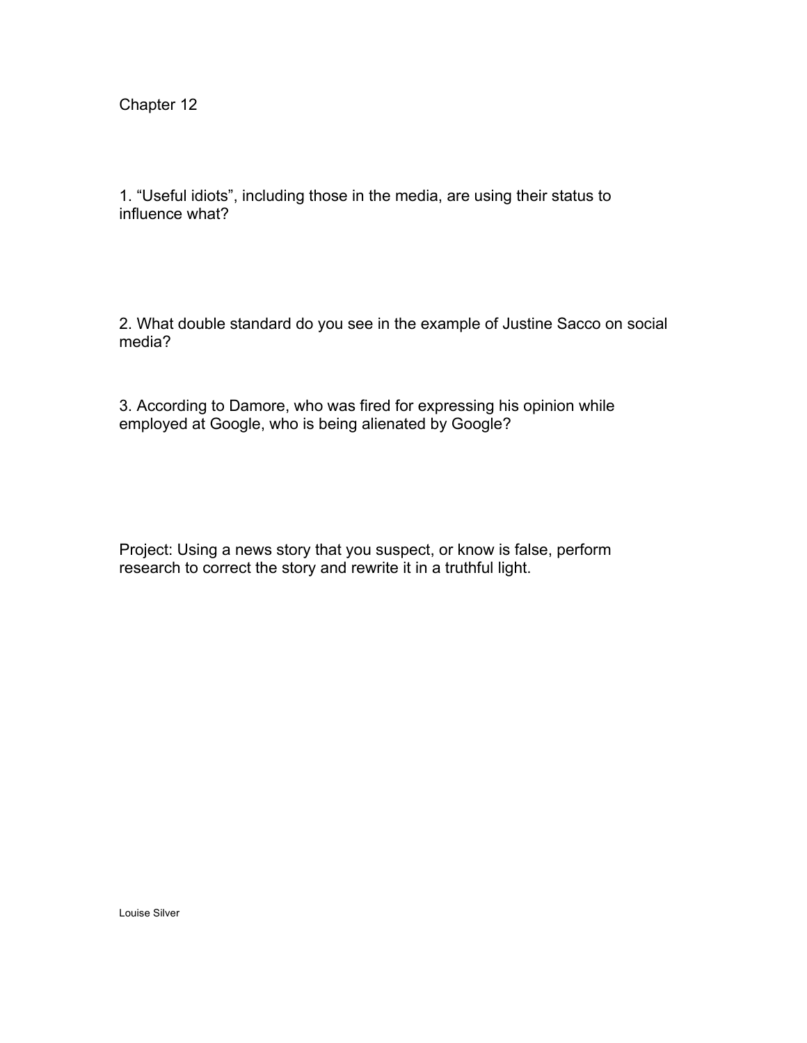Chapter 12

1. "Useful idiots", including those in the media, are using their status to influence what?

2. What double standard do you see in the example of Justine Sacco on social media?

3. According to Damore, who was fired for expressing his opinion while employed at Google, who is being alienated by Google?

Project: Using a news story that you suspect, or know is false, perform research to correct the story and rewrite it in a truthful light.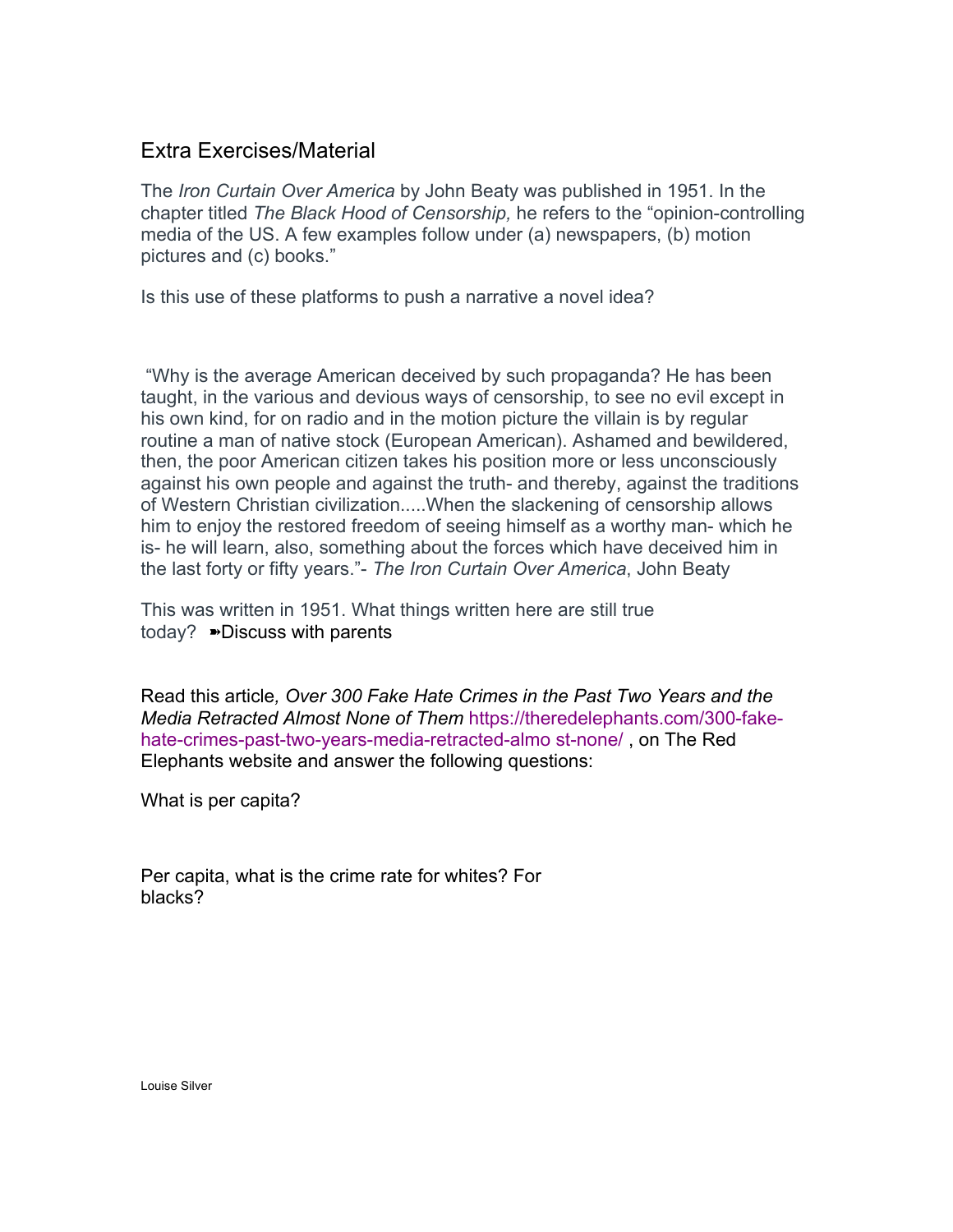## Extra Exercises/Material

The *Iron Curtain Over America* by John Beaty was published in 1951. In the chapter titled *The Black Hood of Censorship,* he refers to the "opinion-controlling media of the US. A few examples follow under (a) newspapers, (b) motion pictures and (c) books."

Is this use of these platforms to push a narrative a novel idea?

"Why is the average American deceived by such propaganda? He has been taught, in the various and devious ways of censorship, to see no evil except in his own kind, for on radio and in the motion picture the villain is by regular routine a man of native stock (European American). Ashamed and bewildered, then, the poor American citizen takes his position more or less unconsciously against his own people and against the truth- and thereby, against the traditions of Western Christian civilization.....When the slackening of censorship allows him to enjoy the restored freedom of seeing himself as a worthy man- which he is- he will learn, also, something about the forces which have deceived him in the last forty or fifty years."- *The Iron Curtain Over America*, John Beaty

This was written in 1951. What things written here are still true today? ➽Discuss with parents

Read this article*, Over 300 Fake Hate Crimes in the Past Two Years and the Media Retracted Almost None of Them* https://theredelephants.com/300-fake-hate-crimes-past-two-years-media-retracted-almo st-none/ , on The Red Elephants website and answer the following questions:

What is per capita?

Per capita, what is the crime rate for whites? For blacks?

Louise Silver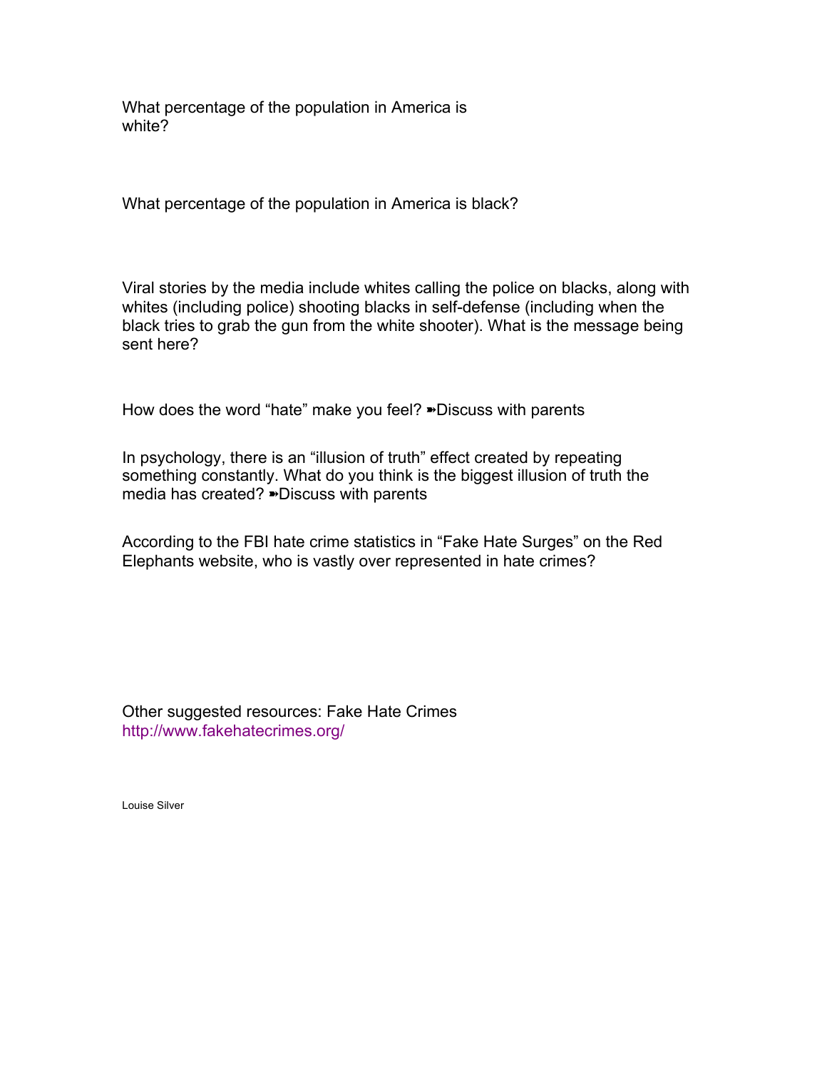What percentage of the population in America is white?

What percentage of the population in America is black?

Viral stories by the media include whites calling the police on blacks, along with whites (including police) shooting blacks in self-defense (including when the black tries to grab the gun from the white shooter). What is the message being sent here?

How does the word "hate" make you feel? ➽Discuss with parents

In psychology, there is an "illusion of truth" effect created by repeating something constantly. What do you think is the biggest illusion of truth the media has created? ➽Discuss with parents

According to the FBI hate crime statistics in "Fake Hate Surges" on the Red Elephants website, who is vastly over represented in hate crimes?

Other suggested resources: Fake Hate Crimes
http://www.fakehatecrimes.org/

Louise Silver